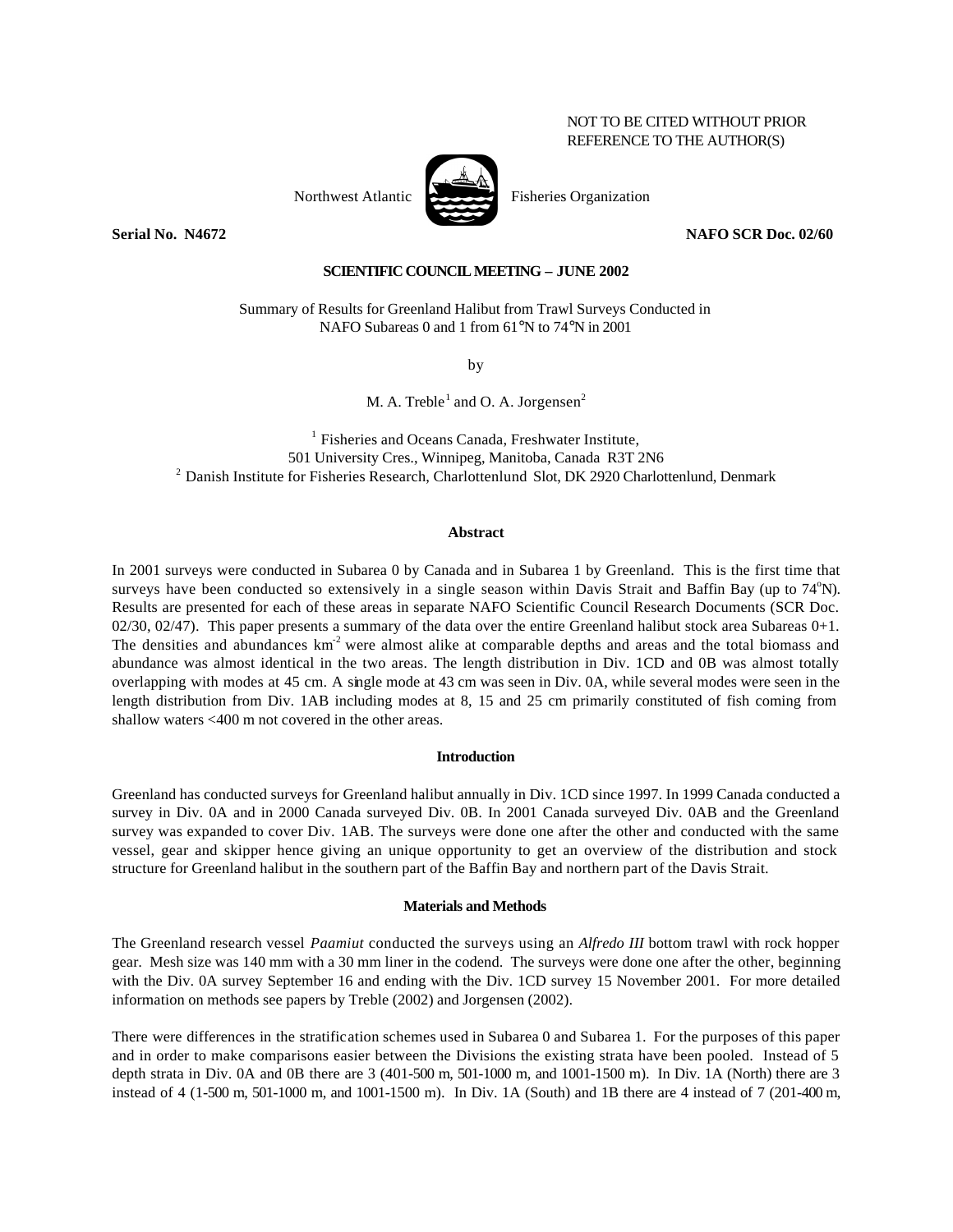NOT TO BE CITED WITHOUT PRIOR REFERENCE TO THE AUTHOR(S)

Northwest Atlantic Fisheries Organization

**Serial No. N4672** **NAFO SCR Doc. 02/60**

**SCIENTIFIC COUNCIL MEETING – JUNE 2002**

Summary of Results for Greenland Halibut from Trawl Surveys Conducted in NAFO Subareas 0 and 1 from 61°N to 74°N in 2001

by

M. A. Treble[1] and O. A. Jorgensen[2]

[1] Fisheries and Oceans Canada, Freshwater Institute, 501 University Cres., Winnipeg, Manitoba, Canada R3T 2N6
[2] Danish Institute for Fisheries Research, Charlottenlund Slot, DK 2920 Charlottenlund, Denmark

## Abstract

In 2001 surveys were conducted in Subarea 0 by Canada and in Subarea 1 by Greenland. This is the first time that surveys have been conducted so extensively in a single season within Davis Strait and Baffin Bay (up to 74°N). Results are presented for each of these areas in separate NAFO Scientific Council Research Documents (SCR Doc. 02/30, 02/47). This paper presents a summary of the data over the entire Greenland halibut stock area Subareas 0+1. The densities and abundances $km^{-2}$ were almost alike at comparable depths and areas and the total biomass and abundance was almost identical in the two areas. The length distribution in Div. 1CD and 0B was almost totally overlapping with modes at 45 cm. A single mode at 43 cm was seen in Div. 0A, while several modes were seen in the length distribution from Div. 1AB including modes at 8, 15 and 25 cm primarily constituted of fish coming from shallow waters <400 m not covered in the other areas.

## Introduction

Greenland has conducted surveys for Greenland halibut annually in Div. 1CD since 1997. In 1999 Canada conducted a survey in Div. 0A and in 2000 Canada surveyed Div. 0B. In 2001 Canada surveyed Div. 0AB and the Greenland survey was expanded to cover Div. 1AB. The surveys were done one after the other and conducted with the same vessel, gear and skipper hence giving an unique opportunity to get an overview of the distribution and stock structure for Greenland halibut in the southern part of the Baffin Bay and northern part of the Davis Strait.

## Materials and Methods

The Greenland research vessel *Paamiut* conducted the surveys using an *Alfredo III* bottom trawl with rock hopper gear. Mesh size was 140 mm with a 30 mm liner in the codend. The surveys were done one after the other, beginning with the Div. 0A survey September 16 and ending with the Div. 1CD survey 15 November 2001. For more detailed information on methods see papers by Treble (2002) and Jorgensen (2002).

There were differences in the stratification schemes used in Subarea 0 and Subarea 1. For the purposes of this paper and in order to make comparisons easier between the Divisions the existing strata have been pooled. Instead of 5 depth strata in Div. 0A and 0B there are 3 (401-500 m, 501-1000 m, and 1001-1500 m). In Div. 1A (North) there are 3 instead of 4 (1-500 m, 501-1000 m, and 1001-1500 m). In Div. 1A (South) and 1B there are 4 instead of 7 (201-400 m,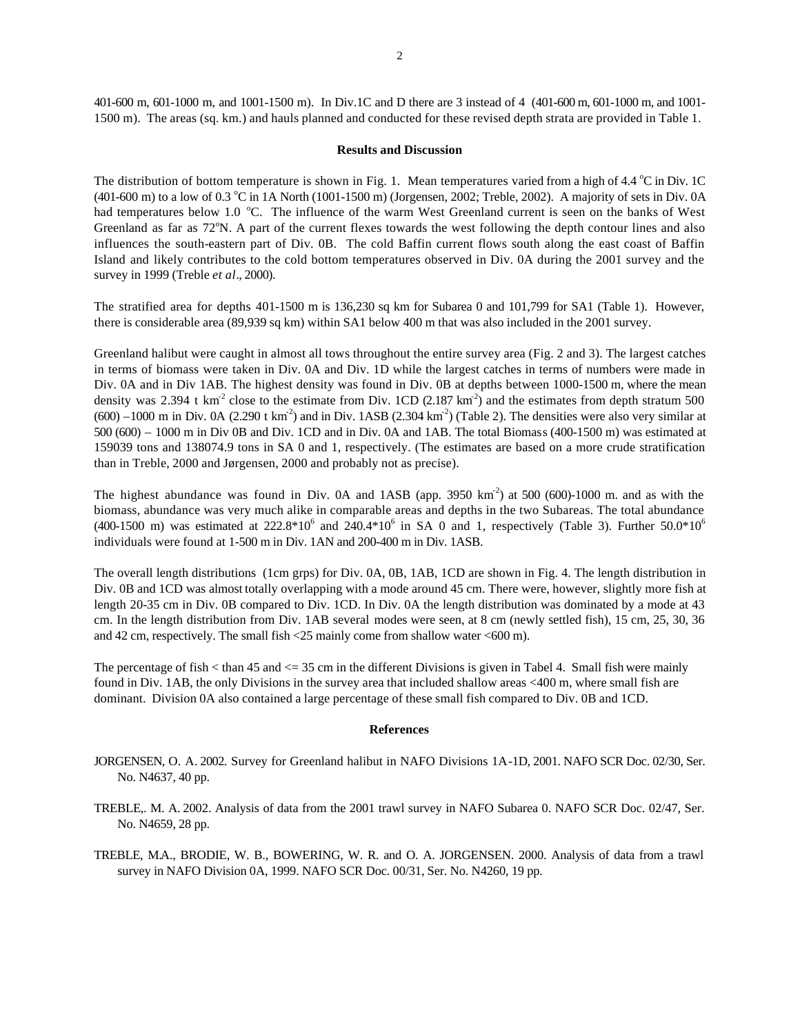401-600 m, 601-1000 m, and 1001-1500 m). In Div.1C and D there are 3 instead of 4 (401-600 m, 601-1000 m, and 1001-1500 m). The areas (sq. km.) and hauls planned and conducted for these revised depth strata are provided in Table 1.

## Results and Discussion

The distribution of bottom temperature is shown in Fig. 1. Mean temperatures varied from a high of 4.4 $^{o}$C in Div. 1C (401-600 m) to a low of 0.3 $^{o}$C in 1A North (1001-1500 m) (Jorgensen, 2002; Treble, 2002). A majority of sets in Div. 0A had temperatures below 1.0 $^{o}$C. The influence of the warm West Greenland current is seen on the banks of West Greenland as far as 72$^{o}$N. A part of the current flexes towards the west following the depth contour lines and also influences the south-eastern part of Div. 0B. The cold Baffin current flows south along the east coast of Baffin Island and likely contributes to the cold bottom temperatures observed in Div. 0A during the 2001 survey and the survey in 1999 (Treble *et al*., 2000).

The stratified area for depths 401-1500 m is 136,230 sq km for Subarea 0 and 101,799 for SA1 (Table 1). However, there is considerable area (89,939 sq km) within SA1 below 400 m that was also included in the 2001 survey.

Greenland halibut were caught in almost all tows throughout the entire survey area (Fig. 2 and 3). The largest catches in terms of biomass were taken in Div. 0A and Div. 1D while the largest catches in terms of numbers were made in Div. 0A and in Div 1AB. The highest density was found in Div. 0B at depths between 1000-1500 m, where the mean density was 2.394 t km$^{-2}$ close to the estimate from Div. 1CD (2.187 km$^{-2}$) and the estimates from depth stratum 500 (600) –1000 m in Div. 0A (2.290 t km$^{-2}$) and in Div. 1ASB (2.304 km$^{-2}$) (Table 2). The densities were also very similar at 500 (600) – 1000 m in Div 0B and Div. 1CD and in Div. 0A and 1AB. The total Biomass (400-1500 m) was estimated at 159039 tons and 138074.9 tons in SA 0 and 1, respectively. (The estimates are based on a more crude stratification than in Treble, 2000 and Jørgensen, 2000 and probably not as precise).

The highest abundance was found in Div. 0A and 1ASB (app. 3950 km$^{-2}$) at 500 (600)-1000 m. and as with the biomass, abundance was very much alike in comparable areas and depths in the two Subareas. The total abundance (400-1500 m) was estimated at $222.8*10^{6}$ and $240.4*10^{6}$ in SA 0 and 1, respectively (Table 3). Further $50.0*10^{6}$ individuals were found at 1-500 m in Div. 1AN and 200-400 m in Div. 1ASB.

The overall length distributions (1cm grps) for Div. 0A, 0B, 1AB, 1CD are shown in Fig. 4. The length distribution in Div. 0B and 1CD was almost totally overlapping with a mode around 45 cm. There were, however, slightly more fish at length 20-35 cm in Div. 0B compared to Div. 1CD. In Div. 0A the length distribution was dominated by a mode at 43 cm. In the length distribution from Div. 1AB several modes were seen, at 8 cm (newly settled fish), 15 cm, 25, 30, 36 and 42 cm, respectively. The small fish <25 mainly come from shallow water <600 m).

The percentage of fish < than 45 and <= 35 cm in the different Divisions is given in Tabel 4. Small fish were mainly found in Div. 1AB, the only Divisions in the survey area that included shallow areas <400 m, where small fish are dominant. Division 0A also contained a large percentage of these small fish compared to Div. 0B and 1CD.

## References

JORGENSEN, O. A. 2002. Survey for Greenland halibut in NAFO Divisions 1A-1D, 2001. NAFO SCR Doc. 02/30, Ser. No. N4637, 40 pp.

TREBLE,. M. A. 2002. Analysis of data from the 2001 trawl survey in NAFO Subarea 0. NAFO SCR Doc. 02/47, Ser. No. N4659, 28 pp.

TREBLE, M.A., BRODIE, W. B., BOWERING, W. R. and O. A. JORGENSEN. 2000. Analysis of data from a trawl survey in NAFO Division 0A, 1999. NAFO SCR Doc. 00/31, Ser. No. N4260, 19 pp.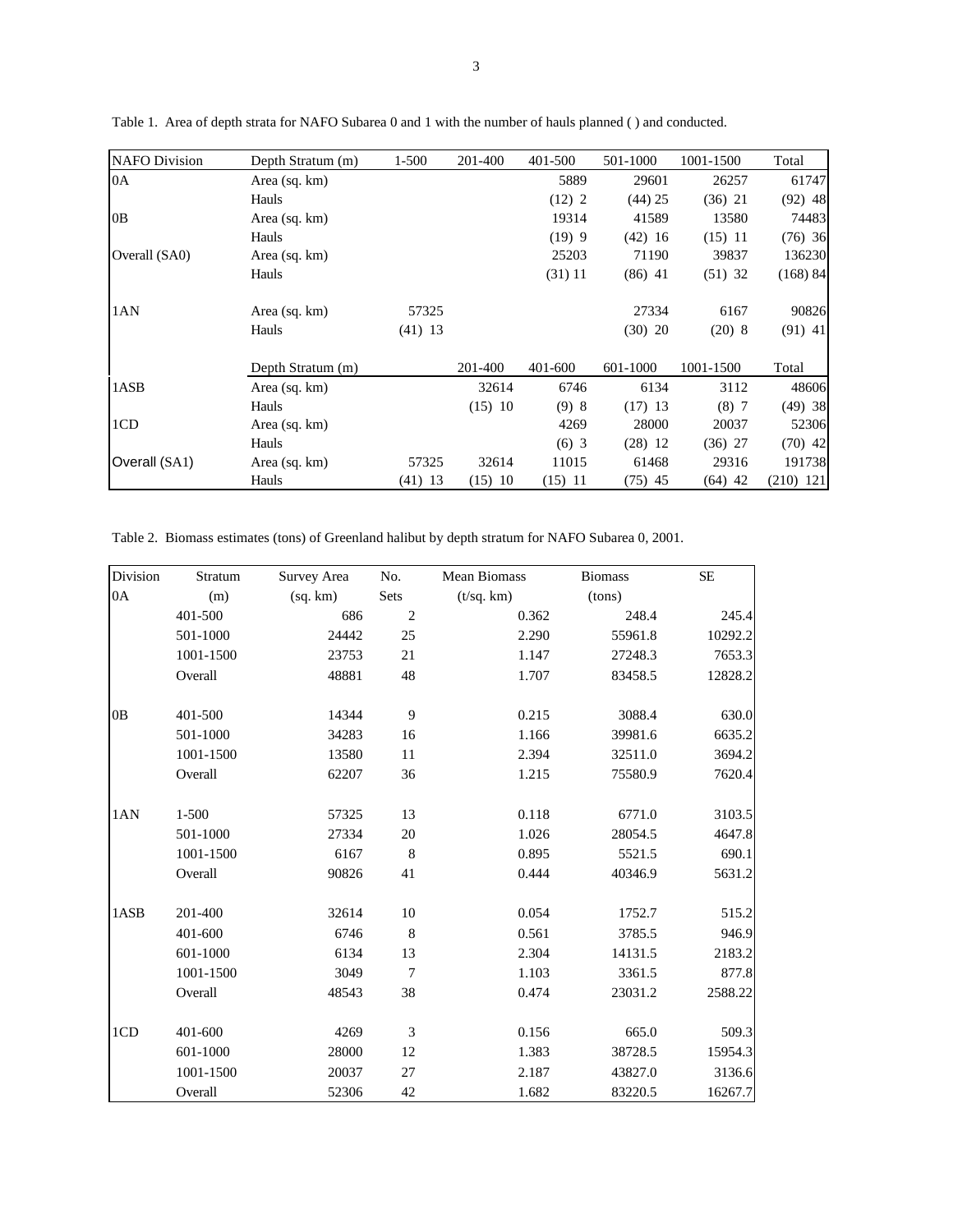Table 1. Area of depth strata for NAFO Subarea 0 and 1 with the number of hauls planned ( ) and conducted.

| NAFO Division | Depth Stratum (m) | 1-500 | 201-400 | 401-500 | 501-1000 | 1001-1500 | Total |
|---|---|---|---|---|---|---|---|
| 0A | Area (sq. km) | | | 5889 | 29601 | 26257 | 61747 |
| | Hauls | | | (12) 2 | (44) 25 | (36) 21 | (92) 48 |
| 0B | Area (sq. km) | | | 19314 | 41589 | 13580 | 74483 |
| | Hauls | | | (19) 9 | (42) 16 | (15) 11 | (76) 36 |
| Overall (SA0) | Area (sq. km) | | | 25203 | 71190 | 39837 | 136230 |
| | Hauls | | | (31) 11 | (86) 41 | (51) 32 | (168) 84 |
| 1AN | Area (sq. km) | 57325 | | | 27334 | 6167 | 90826 |
| | Hauls | (41) 13 | | | (30) 20 | (20) 8 | (91) 41 |
| | Depth Stratum (m) | | 201-400 | 401-600 | 601-1000 | 1001-1500 | Total |
| 1ASB | Area (sq. km) | | 32614 | 6746 | 6134 | 3112 | 48606 |
| | Hauls | | (15) 10 | (9) 8 | (17) 13 | (8) 7 | (49) 38 |
| 1CD | Area (sq. km) | | | 4269 | 28000 | 20037 | 52306 |
| | Hauls | | | (6) 3 | (28) 12 | (36) 27 | (70) 42 |
| Overall (SA1) | Area (sq. km) | 57325 | 32614 | 11015 | 61468 | 29316 | 191738 |
| | Hauls | (41) 13 | (15) 10 | (15) 11 | (75) 45 | (64) 42 | (210) 121 |

Table 2. Biomass estimates (tons) of Greenland halibut by depth stratum for NAFO Subarea 0, 2001.

| Division | Stratum (m) | Survey Area (sq. km) | No. Sets | Mean Biomass (t/sq. km) | Biomass (tons) | SE |
|---|---|---|---|---|---|---|
| 0A | 401-500 | 686 | 2 | 0.362 | 248.4 | 245.4 |
| | 501-1000 | 24442 | 25 | 2.290 | 55961.8 | 10292.2 |
| | 1001-1500 | 23753 | 21 | 1.147 | 27248.3 | 7653.3 |
| | Overall | 48881 | 48 | 1.707 | 83458.5 | 12828.2 |
| 0B | 401-500 | 14344 | 9 | 0.215 | 3088.4 | 630.0 |
| | 501-1000 | 34283 | 16 | 1.166 | 39981.6 | 6635.2 |
| | 1001-1500 | 13580 | 11 | 2.394 | 32511.0 | 3694.2 |
| | Overall | 62207 | 36 | 1.215 | 75580.9 | 7620.4 |
| 1AN | 1-500 | 57325 | 13 | 0.118 | 6771.0 | 3103.5 |
| | 501-1000 | 27334 | 20 | 1.026 | 28054.5 | 4647.8 |
| | 1001-1500 | 6167 | 8 | 0.895 | 5521.5 | 690.1 |
| | Overall | 90826 | 41 | 0.444 | 40346.9 | 5631.2 |
| 1ASB | 201-400 | 32614 | 10 | 0.054 | 1752.7 | 515.2 |
| | 401-600 | 6746 | 8 | 0.561 | 3785.5 | 946.9 |
| | 601-1000 | 6134 | 13 | 2.304 | 14131.5 | 2183.2 |
| | 1001-1500 | 3049 | 7 | 1.103 | 3361.5 | 877.8 |
| | Overall | 48543 | 38 | 0.474 | 23031.2 | 2588.22 |
| 1CD | 401-600 | 4269 | 3 | 0.156 | 665.0 | 509.3 |
| | 601-1000 | 28000 | 12 | 1.383 | 38728.5 | 15954.3 |
| | 1001-1500 | 20037 | 27 | 2.187 | 43827.0 | 3136.6 |
| | Overall | 52306 | 42 | 1.682 | 83220.5 | 16267.7 |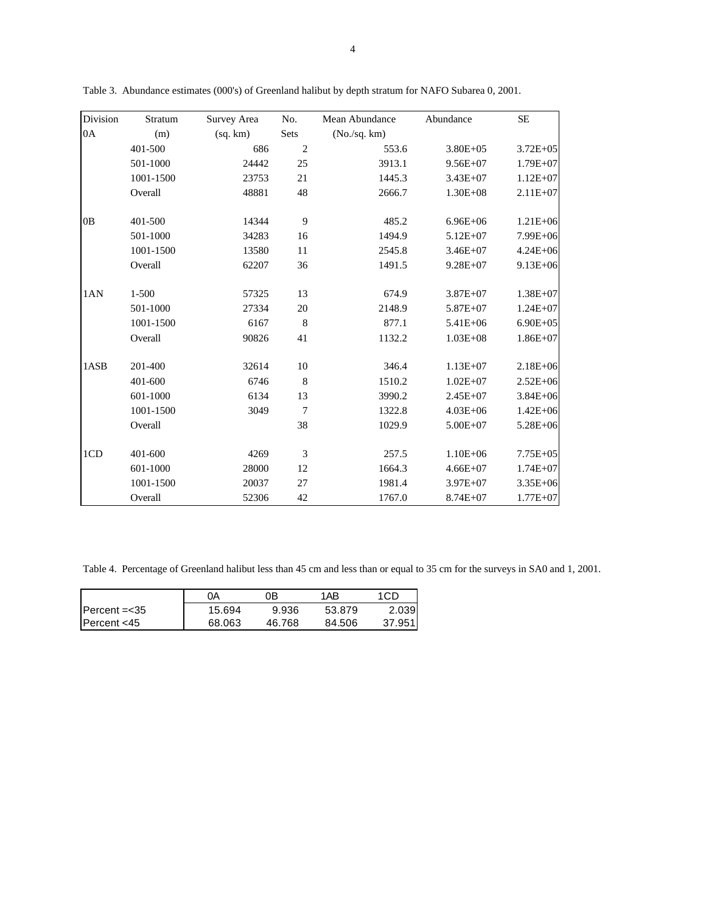Table 3. Abundance estimates (000's) of Greenland halibut by depth stratum for NAFO Subarea 0, 2001.

| Division | Stratum | Survey Area | No. | Mean Abundance | Abundance | SE |
|---|---|---|---|---|---|---|
| 0A | (m) | (sq. km) | Sets | (No./sq. km) | | |
| | 401-500 | 686 | 2 | 553.6 | 3.80E+05 | 3.72E+05 |
| | 501-1000 | 24442 | 25 | 3913.1 | 9.56E+07 | 1.79E+07 |
| | 1001-1500 | 23753 | 21 | 1445.3 | 3.43E+07 | 1.12E+07 |
| | Overall | 48881 | 48 | 2666.7 | 1.30E+08 | 2.11E+07 |
| | | | | | | |
| 0B | 401-500 | 14344 | 9 | 485.2 | 6.96E+06 | 1.21E+06 |
| | 501-1000 | 34283 | 16 | 1494.9 | 5.12E+07 | 7.99E+06 |
| | 1001-1500 | 13580 | 11 | 2545.8 | 3.46E+07 | 4.24E+06 |
| | Overall | 62207 | 36 | 1491.5 | 9.28E+07 | 9.13E+06 |
| | | | | | | |
| 1AN | 1-500 | 57325 | 13 | 674.9 | 3.87E+07 | 1.38E+07 |
| | 501-1000 | 27334 | 20 | 2148.9 | 5.87E+07 | 1.24E+07 |
| | 1001-1500 | 6167 | 8 | 877.1 | 5.41E+06 | 6.90E+05 |
| | Overall | 90826 | 41 | 1132.2 | 1.03E+08 | 1.86E+07 |
| | | | | | | |
| 1ASB | 201-400 | 32614 | 10 | 346.4 | 1.13E+07 | 2.18E+06 |
| | 401-600 | 6746 | 8 | 1510.2 | 1.02E+07 | 2.52E+06 |
| | 601-1000 | 6134 | 13 | 3990.2 | 2.45E+07 | 3.84E+06 |
| | 1001-1500 | 3049 | 7 | 1322.8 | 4.03E+06 | 1.42E+06 |
| | Overall | | 38 | 1029.9 | 5.00E+07 | 5.28E+06 |
| | | | | | | |
| 1CD | 401-600 | 4269 | 3 | 257.5 | 1.10E+06 | 7.75E+05 |
| | 601-1000 | 28000 | 12 | 1664.3 | 4.66E+07 | 1.74E+07 |
| | 1001-1500 | 20037 | 27 | 1981.4 | 3.97E+07 | 3.35E+06 |
| | Overall | 52306 | 42 | 1767.0 | 8.74E+07 | 1.77E+07 |

Table 4. Percentage of Greenland halibut less than 45 cm and less than or equal to 35 cm for the surveys in SA0 and 1, 2001.

| | 0A | 0B | 1AB | 1CD |
|---|---|---|---|---|
| Percent =<35 | 15.694 | 9.936 | 53.879 | 2.039 |
| Percent <45 | 68.063 | 46.768 | 84.506 | 37.951 |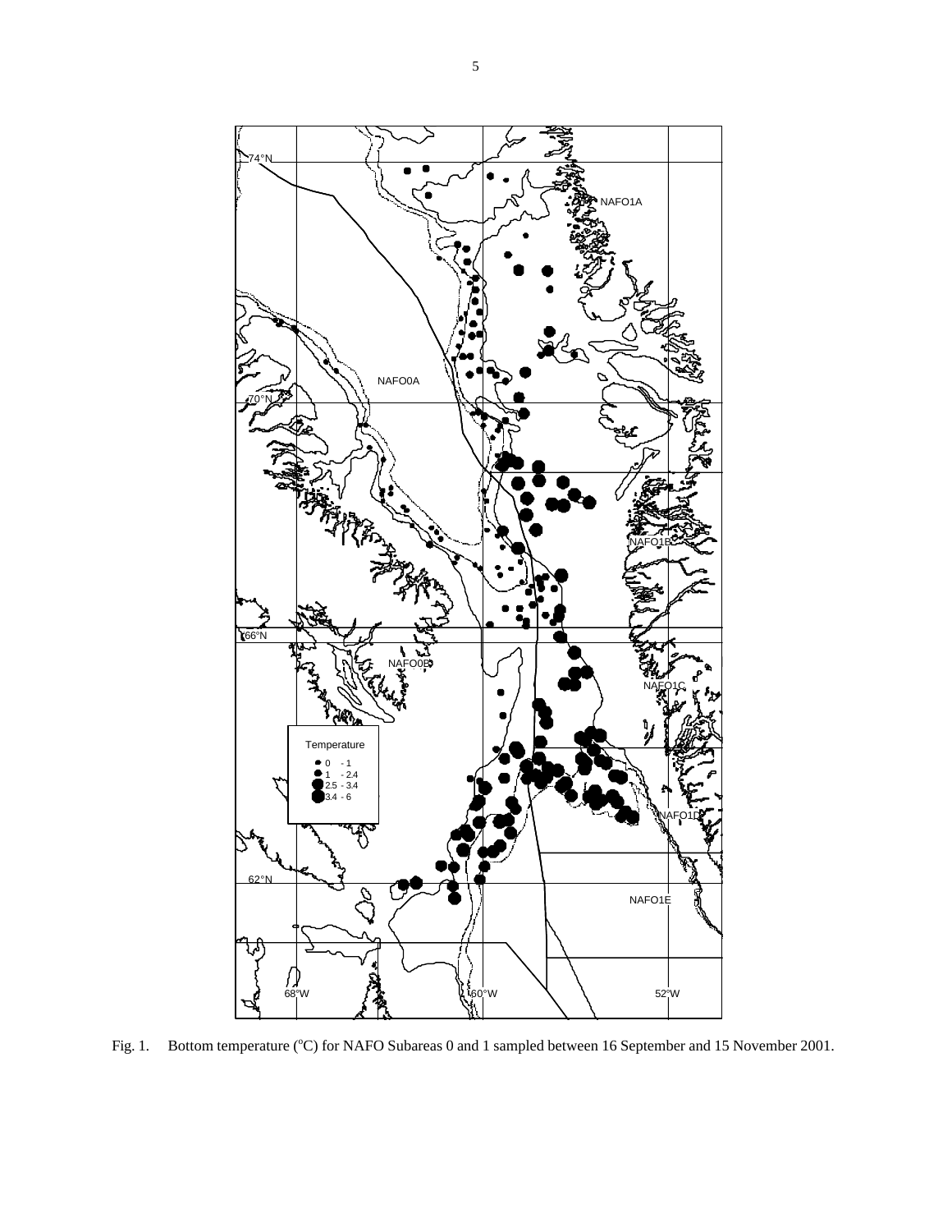Fig. 1. Bottom temperature ($^{o}$C) for NAFO Subareas 0 and 1 sampled between 16 September and 15 November 2001.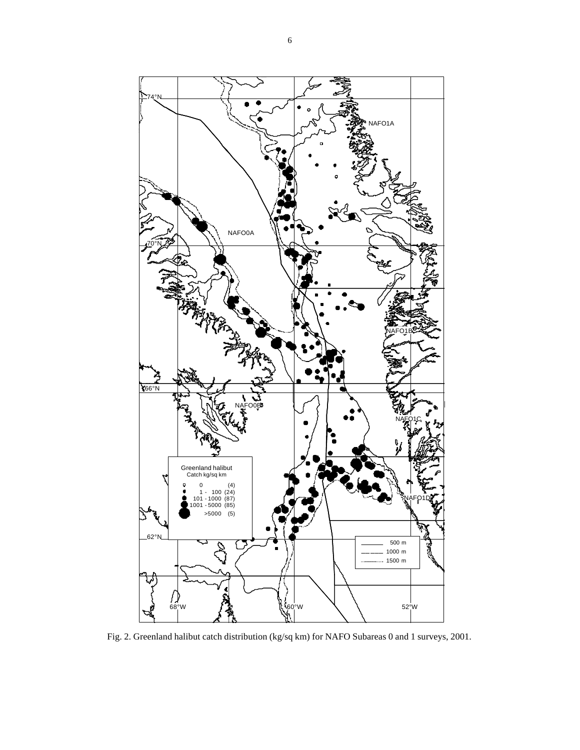Fig. 2. Greenland halibut catch distribution (kg/sq km) for NAFO Subareas 0 and 1 surveys, 2001.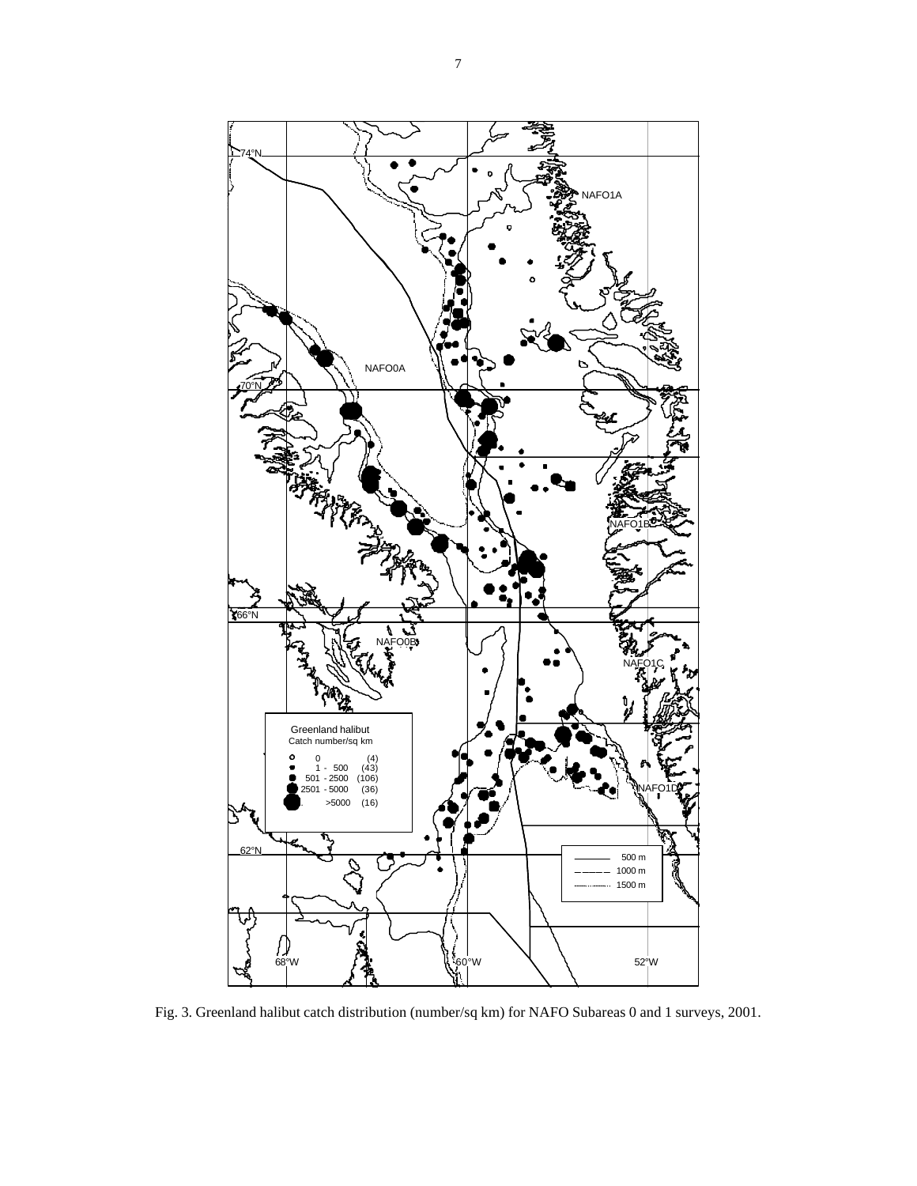Fig. 3. Greenland halibut catch distribution (number/sq km) for NAFO Subareas 0 and 1 surveys, 2001.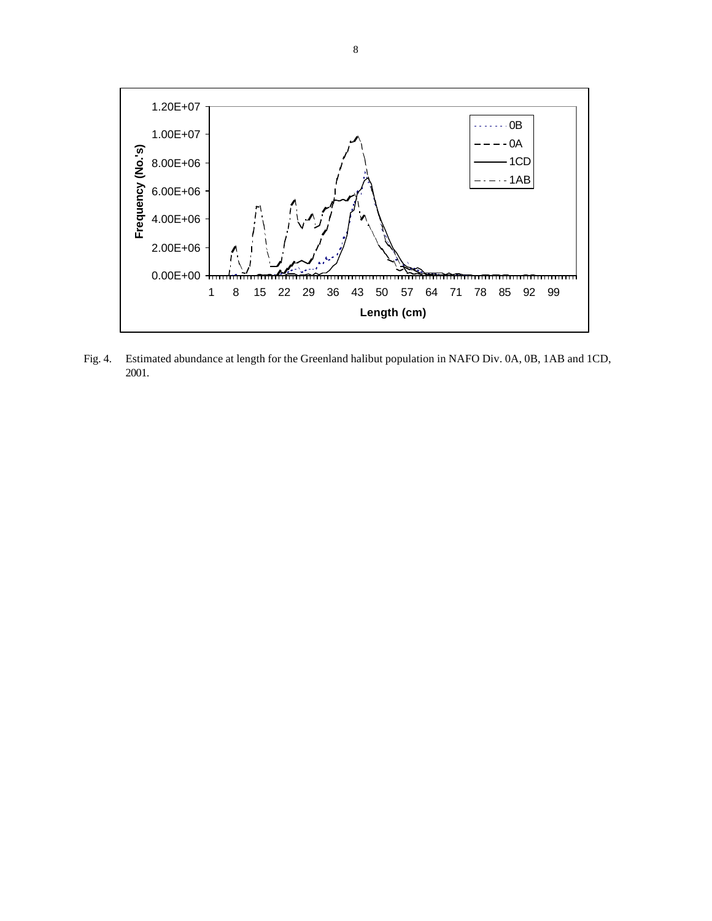1.20E+07
1.00E+07
8.00E+06
6.00E+06
4.00E+06
2.00E+06
0.00E+00

Frequency (No.'s)

1 8 15 22 29 36 43 50 57 64 71 78 85 92 99

Length (cm)

0B
0A
1CD
1AB

Fig. 4. Estimated abundance at length for the Greenland halibut population in NAFO Div. 0A, 0B, 1AB and 1CD, 2001.